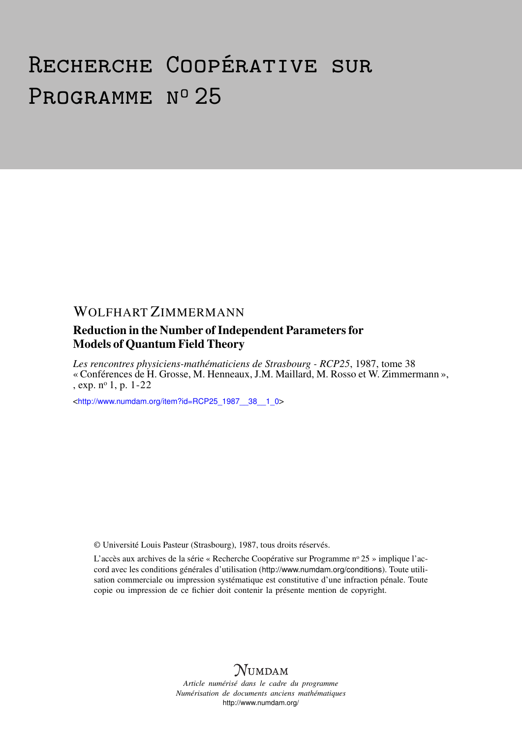# Recherche Coopérative sur Programme n° 25

WOLFHART ZIMMERMANN

## Reduction in the Number of Independent Parameters for Models of Quantum Field Theory

*Les rencontres physiciens-mathématiciens de Strasbourg - RCP25*, 1987, tome 38 « Conférences de H. Grosse, M. Henneaux, J.M. Maillard, M. Rosso et W. Zimmermann », , exp. n° 1, p. 1-22

<http://www.numdam.org/item?id=RCP25_1987__38__1_0>

© Université Louis Pasteur (Strasbourg), 1987, tous droits réservés.

L'accès aux archives de la série « Recherche Coopérative sur Programme n° 25 » implique l'accord avec les conditions générales d'utilisation (http://www.numdam.org/conditions). Toute utilisation commerciale ou impression systématique est constitutive d'une infraction pénale. Toute copie ou impression de ce fichier doit contenir la présente mention de copyright.

NUMDAM

*Article numérisé dans le cadre du programme*
*Numérisation de documents anciens mathématiques*
http://www.numdam.org/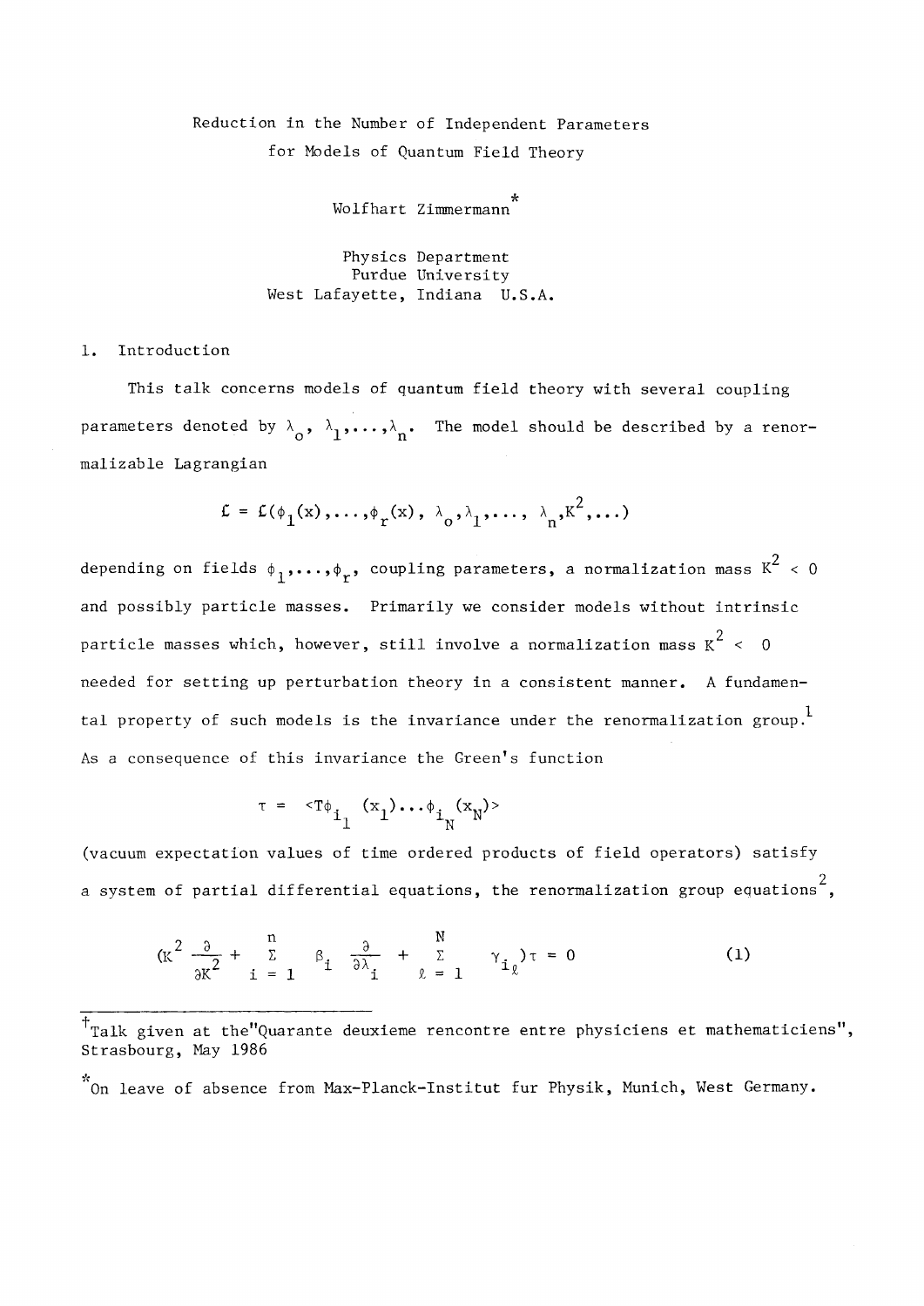# Reduction in the Number of Independent Parameters for Models of Quantum Field Theory

Wolfhart Zimmermann*

Physics Department
Purdue University
West Lafayette, Indiana U.S.A.

## 1. Introduction

This talk concerns models of quantum field theory with several coupling parameters denoted by $\lambda_o$, $\lambda_1,\ldots,\lambda_n$. The model should be described by a renormalizable Lagrangian

$$\mathcal{L} = \mathcal{L}(\phi_1(x),\ldots,\phi_r(x),\ \lambda_o,\lambda_1,\ldots,\ \lambda_n,K^2,\ldots)$$

depending on fields $\phi_1,\ldots,\phi_r$, coupling parameters, a normalization mass $K^2 < 0$ and possibly particle masses. Primarily we consider models without intrinsic particle masses which, however, still involve a normalization mass $K^2 < 0$ needed for setting up perturbation theory in a consistent manner. A fundamental property of such models is the invariance under the renormalization group.[1] As a consequence of this invariance the Green's function

$$\tau = \langle T\phi_{i_1}(x_1)\ldots\phi_{i_N}(x_N)\rangle$$

(vacuum expectation values of time ordered products of field operators) satisfy a system of partial differential equations, the renormalization group equations[2],

$$(K^2 \frac{\partial}{\partial K^2} + \sum_{i=1}^{n} \beta_i \frac{\partial}{\partial \lambda_i} + \sum_{\ell=1}^{N} \gamma_{i_\ell})\tau = 0 \tag{1}$$

---

† Talk given at the "Quarante deuxieme rencontre entre physiciens et mathematiciens", Strasbourg, May 1986

* On leave of absence from Max-Planck-Institut fur Physik, Munich, West Germany.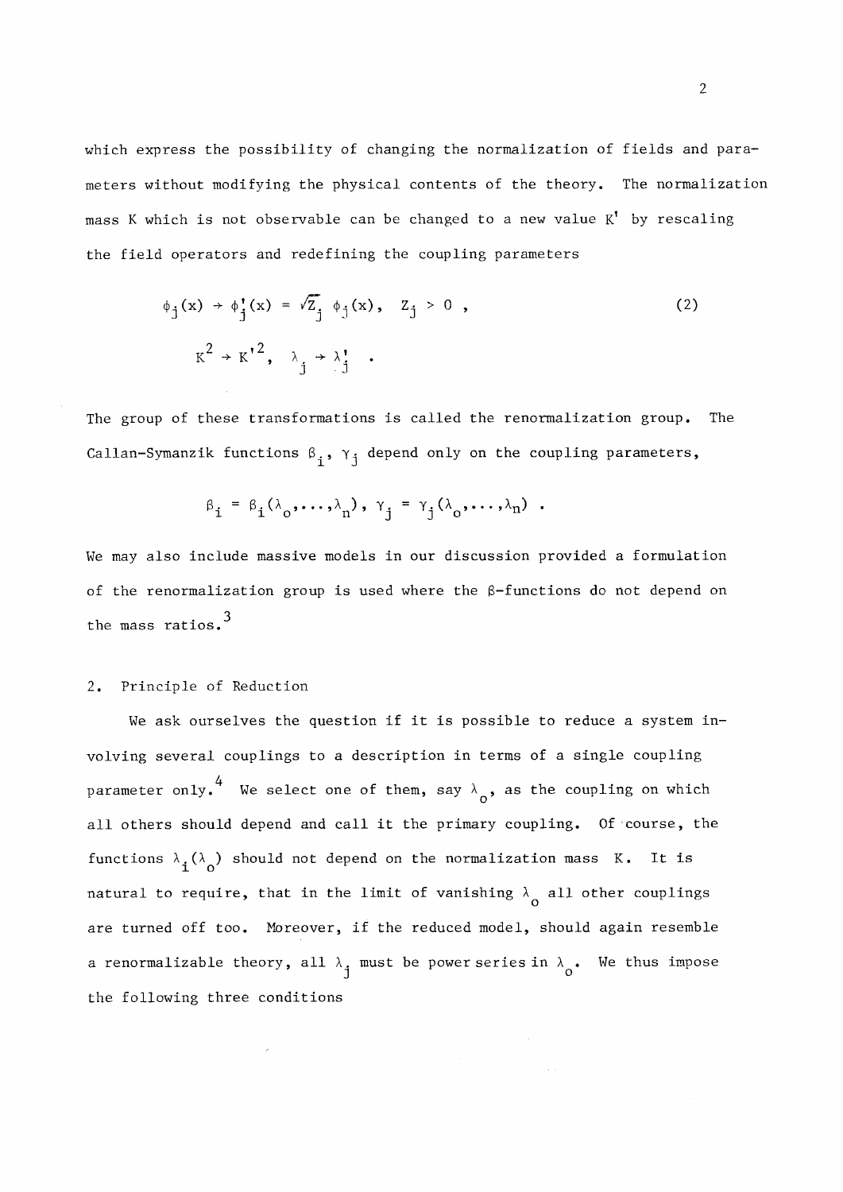which express the possibility of changing the normalization of fields and parameters without modifying the physical contents of the theory. The normalization mass K which is not observable can be changed to a new value $K'$ by rescaling the field operators and redefining the coupling parameters

$$\phi_j(x) \rightarrow \phi_j'(x) = \sqrt{Z_j}\ \phi_j(x), \quad Z_j > 0 \ , \tag{2}$$

$$K^2 \rightarrow K'^2, \quad \lambda_j \rightarrow \lambda_j' \ .$$

The group of these transformations is called the renormalization group. The Callan-Symanzik functions $\beta_i$, $\gamma_j$ depend only on the coupling parameters,

$$\beta_i = \beta_i(\lambda_o,\ldots,\lambda_n), \quad \gamma_j = \gamma_j(\lambda_o,\ldots,\lambda_n) \ .$$

We may also include massive models in our discussion provided a formulation of the renormalization group is used where the β-functions do not depend on the mass ratios.[3]

## 2. Principle of Reduction

We ask ourselves the question if it is possible to reduce a system involving several couplings to a description in terms of a single coupling parameter only.[4] We select one of them, say $\lambda_o$, as the coupling on which all others should depend and call it the primary coupling. Of course, the functions $\lambda_i(\lambda_o)$ should not depend on the normalization mass K. It is natural to require, that in the limit of vanishing $\lambda_o$ all other couplings are turned off too. Moreover, if the reduced model, should again resemble a renormalizable theory, all $\lambda_j$ must be power series in $\lambda_o$. We thus impose the following three conditions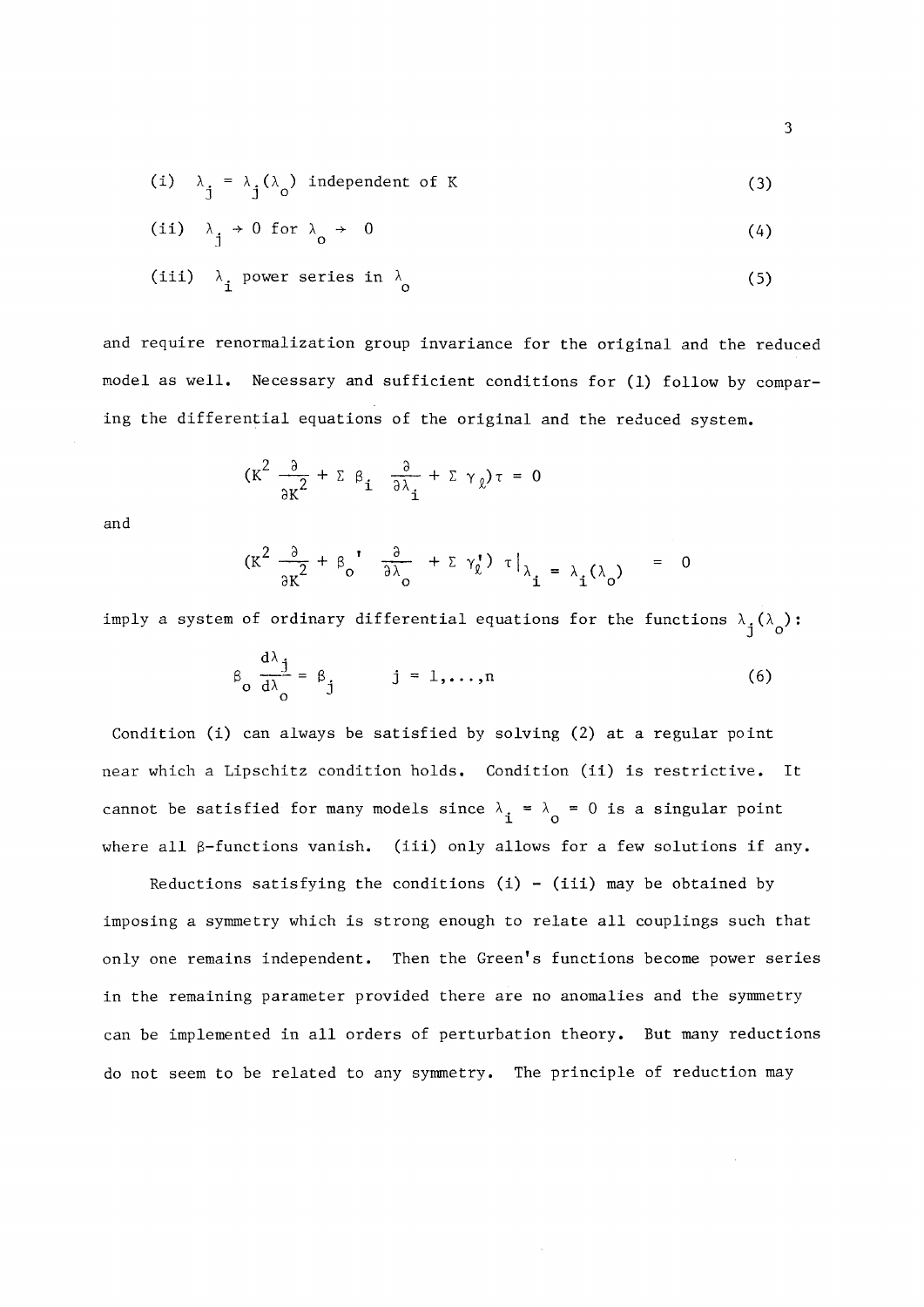(i) $\lambda_j = \lambda_j(\lambda_o)$ independent of K (3)

(ii) $\lambda_j \to 0$ for $\lambda_o \to 0$ (4)

(iii) $\lambda_i$ power series in $\lambda_o$ (5)

and require renormalization group invariance for the original and the reduced model as well. Necessary and sufficient conditions for (1) follow by comparing the differential equations of the original and the reduced system.

$$\left(K^2 \frac{\partial}{\partial K^2} + \Sigma\, \beta_i \frac{\partial}{\partial \lambda_i} + \Sigma\, \gamma_\ell\right)\tau = 0$$

and

$$\left(K^2 \frac{\partial}{\partial K^2} + \beta_o' \frac{\partial}{\partial \lambda_o} + \Sigma\, \gamma_\ell'\right) \tau \Big|_{\lambda_i = \lambda_i(\lambda_o)} = 0$$

imply a system of ordinary differential equations for the functions $\lambda_j(\lambda_o)$:

$$\beta_o \frac{d\lambda_j}{d\lambda_o} = \beta_j \qquad j = 1,\ldots,n \tag{6}$$

Condition (i) can always be satisfied by solving (2) at a regular point near which a Lipschitz condition holds. Condition (ii) is restrictive. It cannot be satisfied for many models since $\lambda_i = \lambda_o = 0$ is a singular point where all $\beta$-functions vanish. (iii) only allows for a few solutions if any.

Reductions satisfying the conditions (i) - (iii) may be obtained by imposing a symmetry which is strong enough to relate all couplings such that only one remains independent. Then the Green's functions become power series in the remaining parameter provided there are no anomalies and the symmetry can be implemented in all orders of perturbation theory. But many reductions do not seem to be related to any symmetry. The principle of reduction may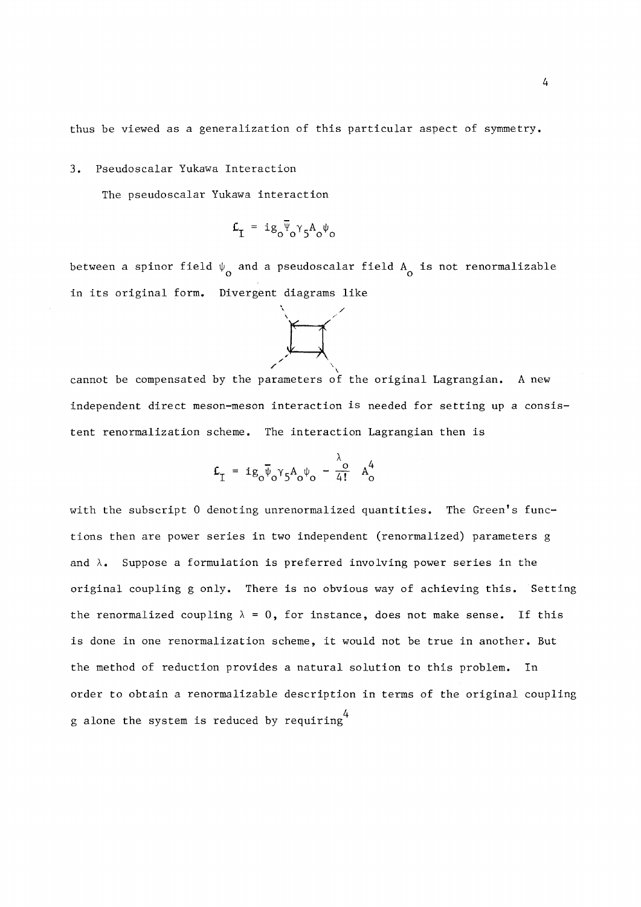thus be viewed as a generalization of this particular aspect of symmetry.

## 3. Pseudoscalar Yukawa Interaction

The pseudoscalar Yukawa interaction

$$\mathcal{L}_I = ig_o \overline{\psi}_o \gamma_5 A_o \psi_o$$

between a spinor field $\psi_o$ and a pseudoscalar field $A_o$ is not renormalizable in its original form. Divergent diagrams like

cannot be compensated by the parameters of the original Lagrangian. A new independent direct meson-meson interaction is needed for setting up a consistent renormalization scheme. The interaction Lagrangian then is

$$\mathcal{L}_I = ig_o \overline{\psi}_o \gamma_5 A_o \psi_o - \frac{\lambda_o}{4!} A_o^4$$

with the subscript 0 denoting unrenormalized quantities. The Green's functions then are power series in two independent (renormalized) parameters g and $\lambda$. Suppose a formulation is preferred involving power series in the original coupling g only. There is no obvious way of achieving this. Setting the renormalized coupling $\lambda = 0$, for instance, does not make sense. If this is done in one renormalization scheme, it would not be true in another. But the method of reduction provides a natural solution to this problem. In order to obtain a renormalizable description in terms of the original coupling g alone the system is reduced by requiring[4]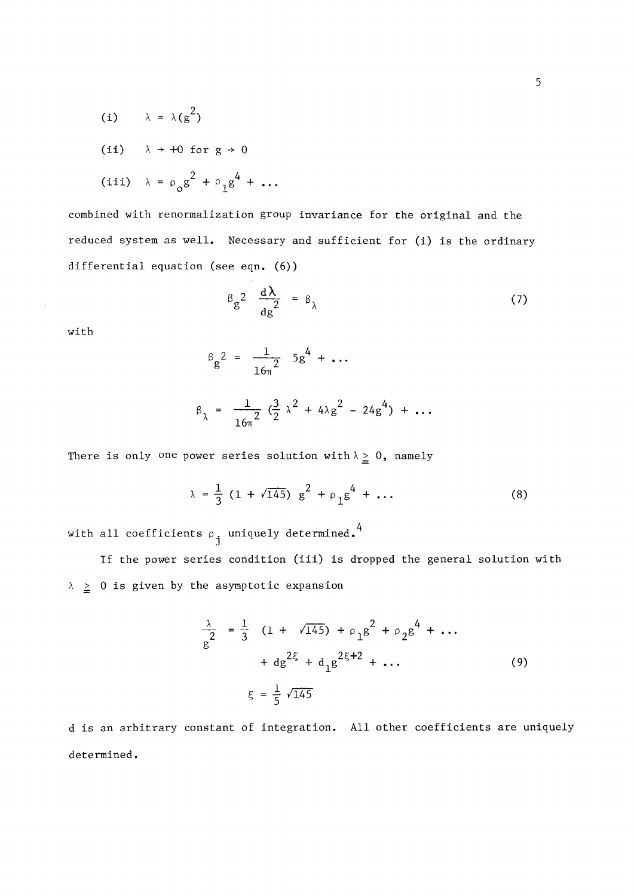(i) $\lambda = \lambda(g^2)$

(ii) $\lambda \to +0$ for $g \to 0$

(iii) $\lambda = \rho_o g^2 + \rho_1 g^4 + \ldots$

combined with renormalization group invariance for the original and the reduced system as well. Necessary and sufficient for (i) is the ordinary differential equation (see eqn. (6))

$$\beta_{g^2} \frac{d\lambda}{dg^2} = \beta_\lambda \tag{7}$$

with

$$\beta_{g^2} = \frac{1}{16\pi^2} 5g^4 + \ldots$$

$$\beta_\lambda = \frac{1}{16\pi^2} \left(\frac{3}{2} \lambda^2 + 4\lambda g^2 - 24g^4\right) + \ldots$$

There is only one power series solution with $\lambda \geqq 0$, namely

$$\lambda = \frac{1}{3} (1 + \sqrt{145})\ g^2 + \rho_1 g^4 + \ldots \tag{8}$$

with all coefficients $\rho_j$ uniquely determined.[4]

If the power series condition (iii) is dropped the general solution with $\lambda \geqq 0$ is given by the asymptotic expansion

$$\begin{aligned} \frac{\lambda}{g^2} &= \frac{1}{3} (1 + \sqrt{145}) + \rho_1 g^2 + \rho_2 g^4 + \ldots \\ &\quad + d g^{2\xi} + d_1 g^{2\xi+2} + \ldots \end{aligned} \tag{9}$$

$$\xi = \frac{1}{5}\sqrt{145}$$

d is an arbitrary constant of integration. All other coefficients are uniquely determined.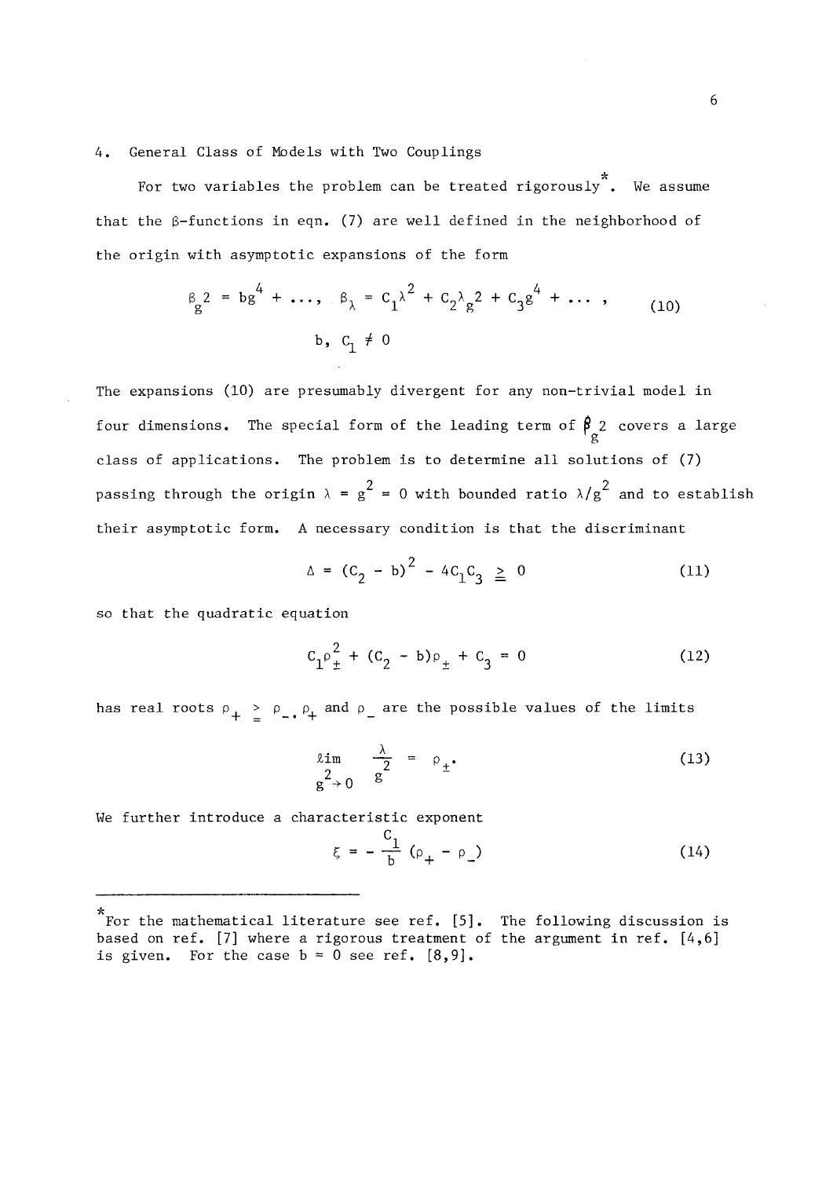## 4. General Class of Models with Two Couplings

For two variables the problem can be treated rigorously*. We assume that the β-functions in eqn. (7) are well defined in the neighborhood of the origin with asymptotic expansions of the form

$$\beta_{g^2} = bg^4 + \ldots, \quad \beta_\lambda = C_1\lambda^2 + C_2\lambda g^2 + C_3 g^4 + \ldots, \tag{10}$$

$$b, \; C_1 \neq 0$$

The expansions (10) are presumably divergent for any non-trivial model in four dimensions. The special form of the leading term of $\beta_{g^2}$ covers a large class of applications. The problem is to determine all solutions of (7) passing through the origin $\lambda = g^2 = 0$ with bounded ratio $\lambda/g^2$ and to establish their asymptotic form. A necessary condition is that the discriminant

$$\Delta = (C_2 - b)^2 - 4C_1C_3 \geqq 0 \tag{11}$$

so that the quadratic equation

$$C_1\rho_\pm^2 + (C_2 - b)\rho_\pm + C_3 = 0 \tag{12}$$

has real roots $\rho_+ \geqq \rho_-$. $\rho_+$ and $\rho_-$ are the possible values of the limits

$$\lim_{g^2 \to 0} \frac{\lambda}{g^2} = \rho_\pm. \tag{13}$$

We further introduce a characteristic exponent

$$\xi = -\frac{C_1}{b}(\rho_+ - \rho_-) \tag{14}$$

---

*For the mathematical literature see ref. [5]. The following discussion is based on ref. [7] where a rigorous treatment of the argument in ref. [4,6] is given. For the case $b = 0$ see ref. [8,9].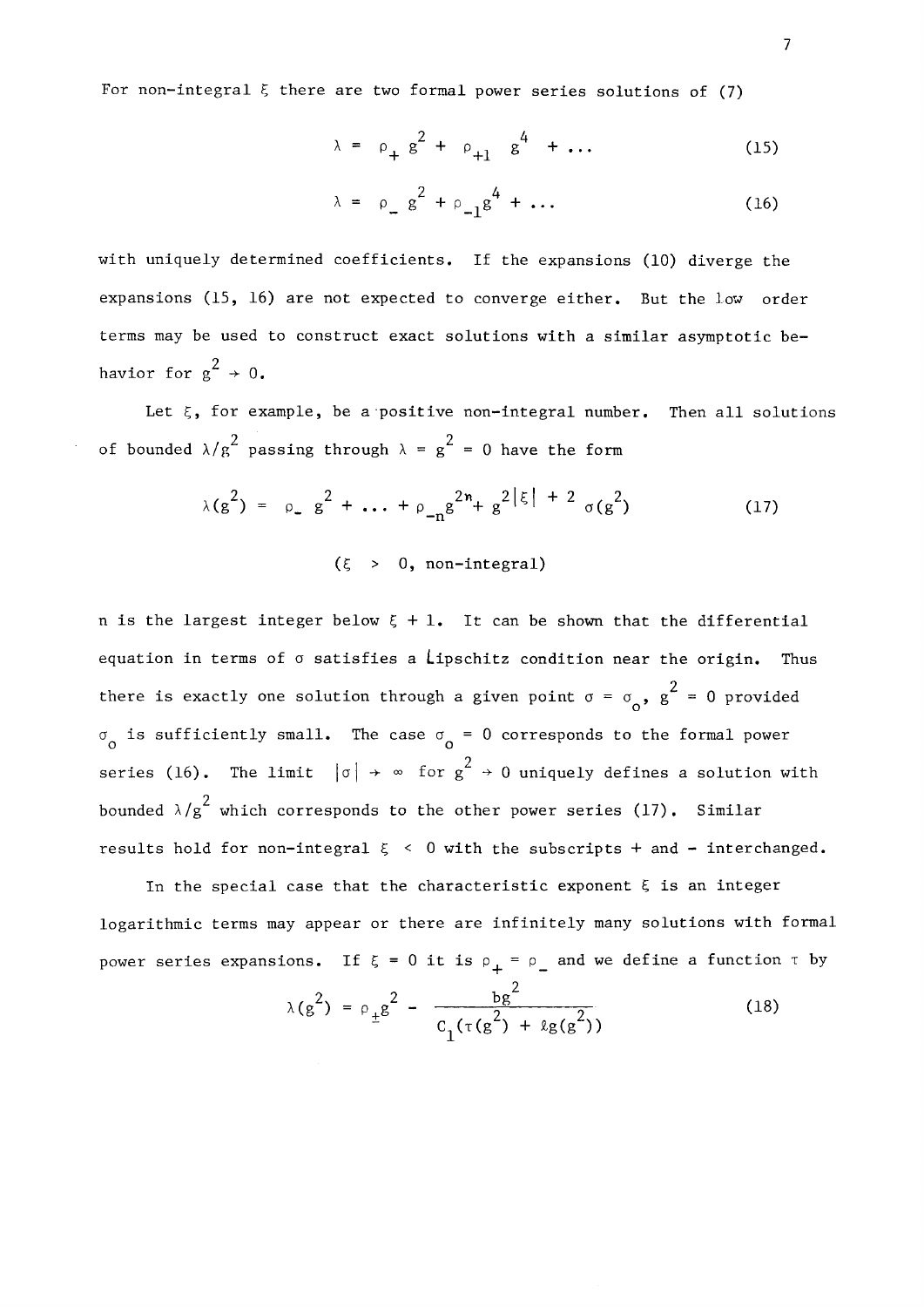For non-integral $\xi$ there are two formal power series solutions of (7)

$$\lambda = \rho_+ g^2 + \rho_{+1} g^4 + \ldots \tag{15}$$

$$\lambda = \rho_- g^2 + \rho_{-1} g^4 + \ldots \tag{16}$$

with uniquely determined coefficients. If the expansions (10) diverge the expansions (15, 16) are not expected to converge either. But the low order terms may be used to construct exact solutions with a similar asymptotic behavior for $g^2 \to 0$.

Let $\xi$, for example, be a positive non-integral number. Then all solutions of bounded $\lambda/g^2$ passing through $\lambda = g^2 = 0$ have the form

$$\lambda(g^2) = \rho_- g^2 + \ldots + \rho_{-n} g^{2n} + g^{2|\xi| + 2} \sigma(g^2) \tag{17}$$

$$(\xi > 0, \text{ non-integral})$$

n is the largest integer below $\xi + 1$. It can be shown that the differential equation in terms of $\sigma$ satisfies a Lipschitz condition near the origin. Thus there is exactly one solution through a given point $\sigma = \sigma_o$, $g^2 = 0$ provided $\sigma_o$ is sufficiently small. The case $\sigma_o = 0$ corresponds to the formal power series (16). The limit $|\sigma| \to \infty$ for $g^2 \to 0$ uniquely defines a solution with bounded $\lambda/g^2$ which corresponds to the other power series (17). Similar results hold for non-integral $\xi < 0$ with the subscripts + and - interchanged.

In the special case that the characteristic exponent $\xi$ is an integer logarithmic terms may appear or there are infinitely many solutions with formal power series expansions. If $\xi = 0$ it is $\rho_+ = \rho_-$ and we define a function $\tau$ by

$$\lambda(g^2) = \rho_\pm g^2 - \frac{bg^2}{C_1(\tau(g^2) + \ell g(g^2))} \tag{18}$$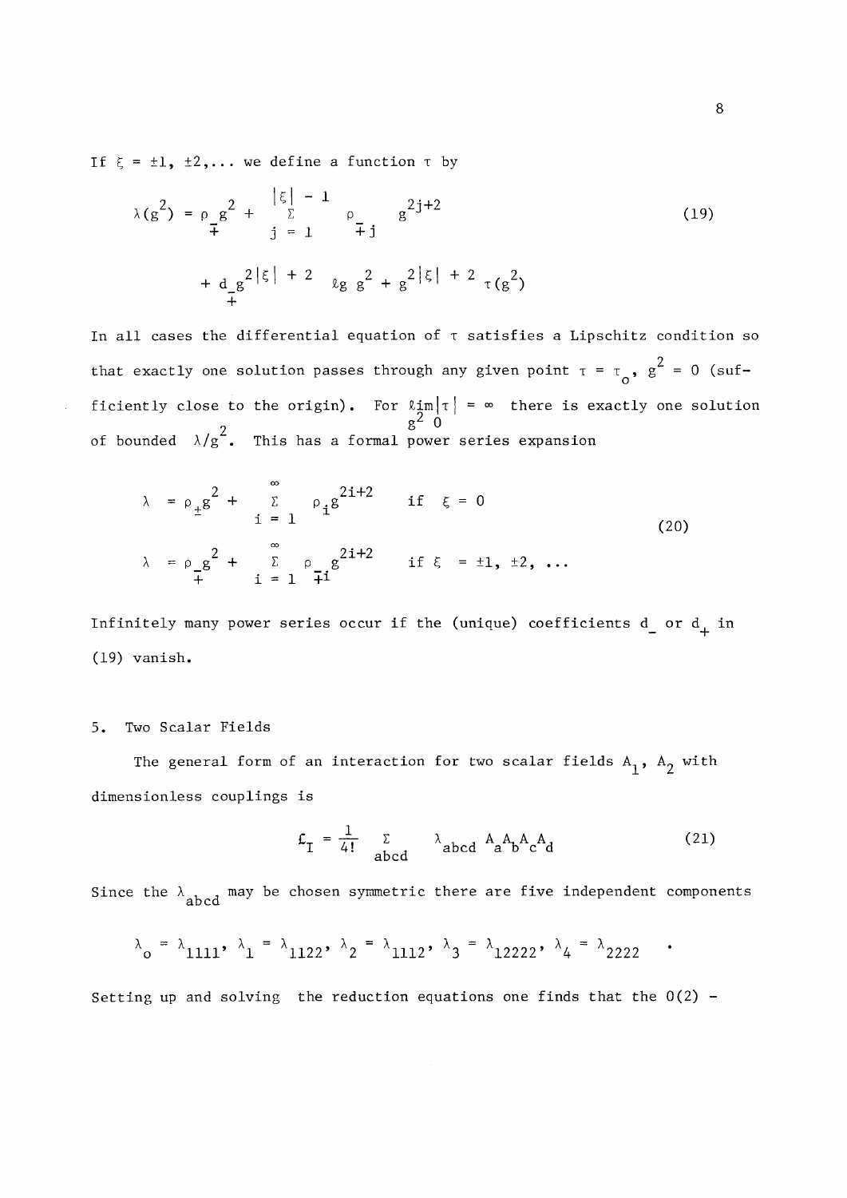If $\xi = \pm1, \pm2, \ldots$ we define a function $\tau$ by

$$\lambda(g^2) = \rho_{\mp} g^2 + \sum_{j=1}^{|\xi|-1} \rho_{\mp j} \, g^{2j+2} + d_{\mp} g^{2|\xi|+2} \, \ell g \, g^2 + g^{2|\xi|+2} \, \tau(g^2) \tag{19}$$

In all cases the differential equation of $\tau$ satisfies a Lipschitz condition so that exactly one solution passes through any given point $\tau = \tau_o$, $g^2 = 0$ (sufficiently close to the origin). For $\lim_{g^2 \to 0} |\tau| = \infty$ there is exactly one solution of bounded $\lambda/g^2$. This has a formal power series expansion

$$\begin{aligned}
\lambda &= \rho_{\pm} g^2 + \sum_{i=1}^{\infty} \rho_i g^{2i+2} \qquad \text{if } \xi = 0 \\
\lambda &= \rho_{\mp} g^2 + \sum_{i=1}^{\infty} \rho_{\mp i} \, g^{2i+2} \qquad \text{if } \xi = \pm1, \pm2, \ldots
\end{aligned} \tag{20}$$

Infinitely many power series occur if the (unique) coefficients $d_-$ or $d_+$ in (19) vanish.

## 5. Two Scalar Fields

The general form of an interaction for two scalar fields $A_1$, $A_2$ with dimensionless couplings is

$$\mathcal{L}_I = \frac{1}{4!} \sum_{abcd} \lambda_{abcd} \, A_a A_b A_c A_d \tag{21}$$

Since the $\lambda_{abcd}$ may be chosen symmetric there are five independent components

$$\lambda_o = \lambda_{1111}, \ \lambda_1 = \lambda_{1122}, \ \lambda_2 = \lambda_{1112}, \ \lambda_3 = \lambda_{12222}, \ \lambda_4 = \lambda_{2222} \quad .$$

Setting up and solving the reduction equations one finds that the O(2) -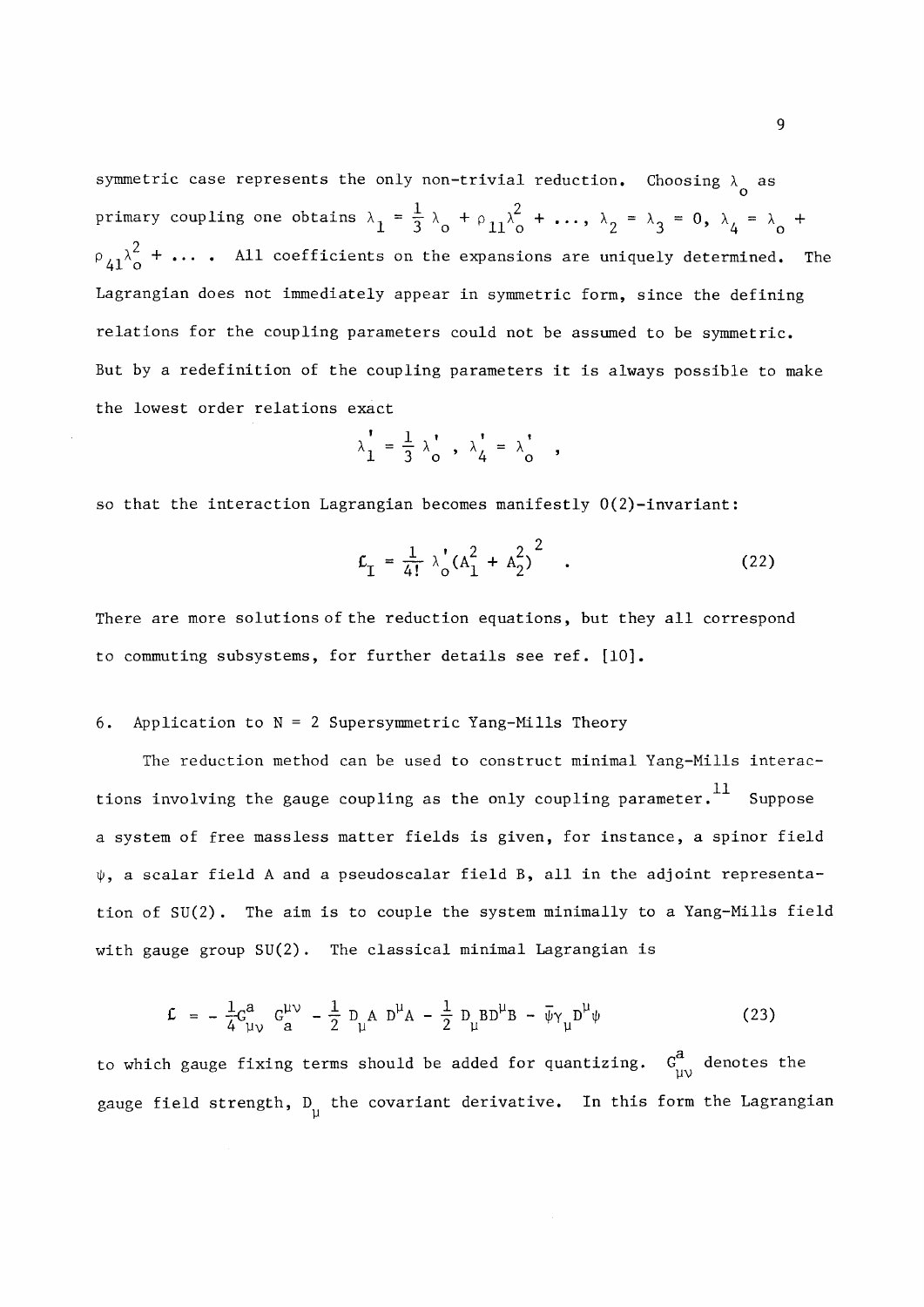symmetric case represents the only non-trivial reduction. Choosing $\lambda_o$ as primary coupling one obtains $\lambda_1 = \frac{1}{3}\lambda_o + \rho_{11}\lambda_o^2 + \ldots$, $\lambda_2 = \lambda_3 = 0$, $\lambda_4 = \lambda_o + \rho_{41}\lambda_o^2 + \ldots$ . All coefficients on the expansions are uniquely determined. The Lagrangian does not immediately appear in symmetric form, since the defining relations for the coupling parameters could not be assumed to be symmetric. But by a redefinition of the coupling parameters it is always possible to make the lowest order relations exact

$$\lambda_1' = \frac{1}{3}\lambda_o' \ , \ \lambda_4' = \lambda_o' \ ,$$

so that the interaction Lagrangian becomes manifestly O(2)-invariant:

$$\mathcal{L}_I = \frac{1}{4!}\lambda_o'(A_1^2 + A_2^2)^2 \quad . \tag{22}$$

There are more solutions of the reduction equations, but they all correspond to commuting subsystems, for further details see ref. [10].

## 6. Application to N = 2 Supersymmetric Yang-Mills Theory

The reduction method can be used to construct minimal Yang-Mills interactions involving the gauge coupling as the only coupling parameter.[11] Suppose a system of free massless matter fields is given, for instance, a spinor field $\psi$, a scalar field A and a pseudoscalar field B, all in the adjoint representation of SU(2). The aim is to couple the system minimally to a Yang-Mills field with gauge group SU(2). The classical minimal Lagrangian is

$$\mathcal{L} = -\frac{1}{4}G^a_{\mu\nu}\,G^{\mu\nu}_a - \frac{1}{2}D_\mu A\,D^\mu A - \frac{1}{2}D_\mu B D^\mu B - \bar{\psi}\gamma_\mu D^\mu \psi \tag{23}$$

to which gauge fixing terms should be added for quantizing. $G^a_{\mu\nu}$ denotes the gauge field strength, $D_\mu$ the covariant derivative. In this form the Lagrangian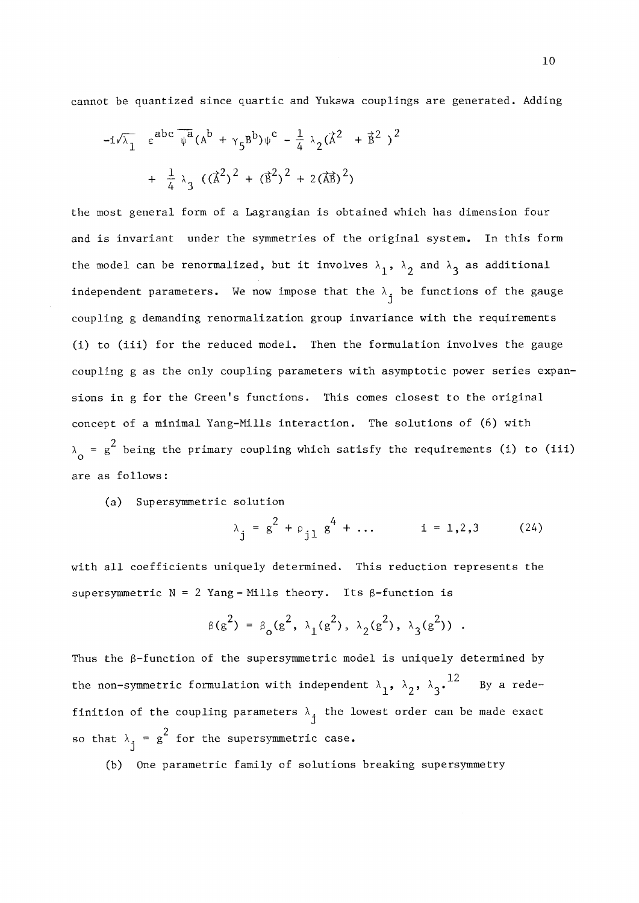cannot be quantized since quartic and Yukawa couplings are generated. Adding

$$-i\sqrt{\lambda_1}\ \varepsilon^{abc}\,\overline{\psi}^a(A^b + \gamma_5 B^b)\psi^c - \frac{1}{4}\lambda_2(\vec{A}^2 + \vec{B}^2)^2$$

$$+ \frac{1}{4}\lambda_3\left((\vec{A}^2)^2 + (\vec{B}^2)^2 + 2(\vec{A}\vec{B})^2\right)$$

the most general form of a Lagrangian is obtained which has dimension four and is invariant under the symmetries of the original system. In this form the model can be renormalized, but it involves $\lambda_1$, $\lambda_2$ and $\lambda_3$ as additional independent parameters. We now impose that the $\lambda_j$ be functions of the gauge coupling g demanding renormalization group invariance with the requirements (i) to (iii) for the reduced model. Then the formulation involves the gauge coupling g as the only coupling parameters with asymptotic power series expansions in g for the Green's functions. This comes closest to the original concept of a minimal Yang-Mills interaction. The solutions of (6) with $\lambda_o = g^2$ being the primary coupling which satisfy the requirements (i) to (iii) are as follows:

(a) Supersymmetric solution

$$\lambda_j = g^2 + \rho_{j1}\, g^4 + \ldots \qquad i = 1,2,3 \tag{24}$$

with all coefficients uniquely determined. This reduction represents the supersymmetric N = 2 Yang - Mills theory. Its $\beta$-function is

$$\beta(g^2) = \beta_o(g^2,\, \lambda_1(g^2),\, \lambda_2(g^2),\, \lambda_3(g^2)) \ .$$

Thus the $\beta$-function of the supersymmetric model is uniquely determined by the non-symmetric formulation with independent $\lambda_1$, $\lambda_2$, $\lambda_3$.[12] By a redefinition of the coupling parameters $\lambda_j$ the lowest order can be made exact so that $\lambda_j = g^2$ for the supersymmetric case.

(b) One parametric family of solutions breaking supersymmetry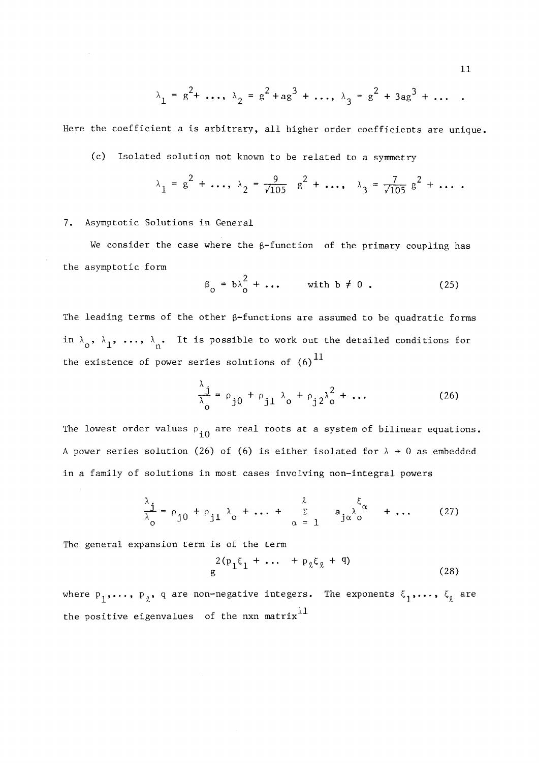$$\lambda_1 = g^2 + \ldots, \; \lambda_2 = g^2 + ag^3 + \ldots, \; \lambda_3 = g^2 + 3ag^3 + \ldots \; .$$

Here the coefficient a is arbitrary, all higher order coefficients are unique.

(c) Isolated solution not known to be related to a symmetry

$$\lambda_1 = g^2 + \ldots, \; \lambda_2 = \frac{9}{\sqrt{105}} \, g^2 + \ldots, \; \lambda_3 = \frac{7}{\sqrt{105}} \, g^2 + \ldots \; .$$

## 7. Asymptotic Solutions in General

We consider the case where the $\beta$-function of the primary coupling has the asymptotic form

$$\beta_o = b\lambda_o^2 + \ldots \qquad \text{with } b \neq 0 \; . \tag{25}$$

The leading terms of the other $\beta$-functions are assumed to be quadratic forms in $\lambda_o, \lambda_1, \ldots, \lambda_n$. It is possible to work out the detailed conditions for the existence of power series solutions of (6)[11]

$$\frac{\lambda_j}{\lambda_o} = \rho_{j0} + \rho_{j1}\,\lambda_o + \rho_{j2}\lambda_o^2 + \ldots \tag{26}$$

The lowest order values $\rho_{i0}$ are real roots at a system of bilinear equations. A power series solution (26) of (6) is either isolated for $\lambda \to 0$ as embedded in a family of solutions in most cases involving non-integral powers

$$\frac{\lambda_j}{\lambda_o} = \rho_{j0} + \rho_{j1}\,\lambda_o + \ldots + \sum_{\alpha=1}^{\ell} a_{j\alpha}\lambda_o^{\xi_\alpha} + \ldots \tag{27}$$

The general expansion term is of the term

$$g^{2(p_1\xi_1 + \ldots + p_\ell\xi_\ell + q)} \tag{28}$$

where $p_1, \ldots, p_\ell$, q are non-negative integers. The exponents $\xi_1, \ldots, \xi_\ell$ are the positive eigenvalues of the nxn matrix[11]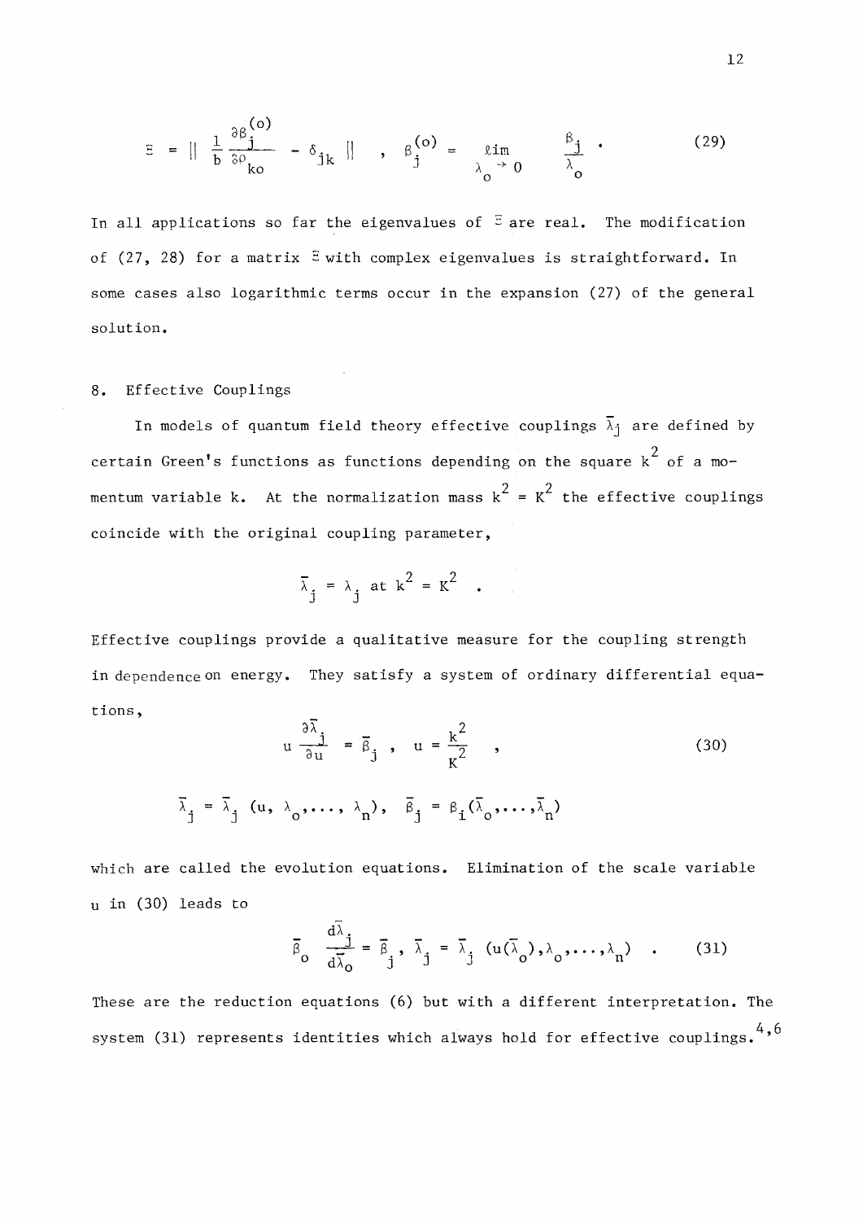$$\Xi = \left\| \frac{1}{b} \frac{\partial \beta_j^{(o)}}{\partial \rho_{ko}} - \delta_{jk} \right\| \quad , \quad \beta_j^{(o)} = \lim_{\lambda_o \to 0} \frac{\beta_j}{\lambda_o} \quad . \tag{29}$$

In all applications so far the eigenvalues of $\Xi$ are real. The modification of (27, 28) for a matrix $\Xi$ with complex eigenvalues is straightforward. In some cases also logarithmic terms occur in the expansion (27) of the general solution.

## 8. Effective Couplings

In models of quantum field theory effective couplings $\bar{\lambda}_j$ are defined by certain Green's functions as functions depending on the square $k^2$ of a momentum variable k. At the normalization mass $k^2 = K^2$ the effective couplings coincide with the original coupling parameter,

$$\bar{\lambda}_j = \lambda_j \text{ at } k^2 = K^2 \quad .$$

Effective couplings provide a qualitative measure for the coupling strength in dependence on energy. They satisfy a system of ordinary differential equations,

$$u \frac{\partial \bar{\lambda}_j}{\partial u} = \bar{\beta}_j \ , \quad u = \frac{k^2}{K^2} \quad , \tag{30}$$

$$\bar{\lambda}_j = \bar{\lambda}_j \, (u, \lambda_o, \ldots, \lambda_n), \quad \bar{\beta}_j = \beta_i(\bar{\lambda}_o, \ldots, \bar{\lambda}_n)$$

which are called the evolution equations. Elimination of the scale variable u in (30) leads to

$$\bar{\beta}_o \frac{d\bar{\lambda}_j}{d\bar{\lambda}_o} = \bar{\beta}_j \, , \; \bar{\lambda}_j = \bar{\lambda}_j \, (u(\bar{\lambda}_o), \lambda_o, \ldots, \lambda_n) \quad . \tag{31}$$

These are the reduction equations (6) but with a different interpretation. The system (31) represents identities which always hold for effective couplings.[4,6]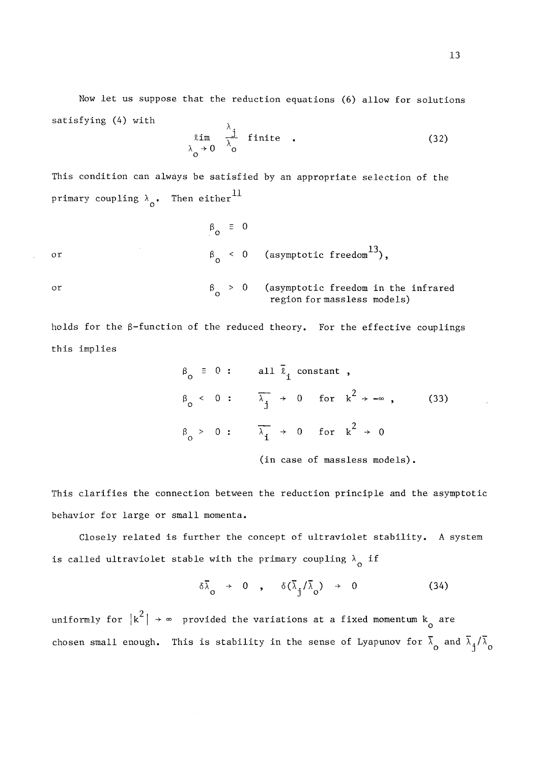Now let us suppose that the reduction equations (6) allow for solutions satisfying (4) with

$$\lim_{\lambda_o \to 0} \frac{\lambda_j}{\lambda_o} \text{ finite } . \tag{32}$$

This condition can always be satisfied by an appropriate selection of the primary coupling $\lambda_o$. Then either[11]

$$\beta_o \equiv 0$$

or

$$\beta_o < 0 \quad \text{(asymptotic freedom}^{13}\text{)},$$

or

$$\beta_o > 0 \quad \text{(asymptotic freedom in the infrared region for massless models)}$$

holds for the $\beta$-function of the reduced theory. For the effective couplings this implies

$$\begin{aligned} \beta_o \equiv 0 &: \quad \text{all } \bar{\ell}_i \text{ constant },\\ \beta_o < 0 &: \quad \overline{\lambda_j} \to 0 \quad \text{for } k^2 \to -\infty , \\ \beta_o > 0 &: \quad \overline{\lambda_i} \to 0 \quad \text{for } k^2 \to 0 \end{aligned} \tag{33}$$

(in case of massless models).

This clarifies the connection between the reduction principle and the asymptotic behavior for large or small momenta.

Closely related is further the concept of ultraviolet stability. A system is called ultraviolet stable with the primary coupling $\lambda_o$ if

$$\delta\bar{\lambda}_o \to 0 \quad , \quad \delta(\bar{\lambda}_j/\bar{\lambda}_o) \to 0 \tag{34}$$

uniformly for $|k^2| \to \infty$ provided the variations at a fixed momentum $k_o$ are chosen small enough. This is stability in the sense of Lyapunov for $\bar{\lambda}_o$ and $\bar{\lambda}_j/\bar{\lambda}_o$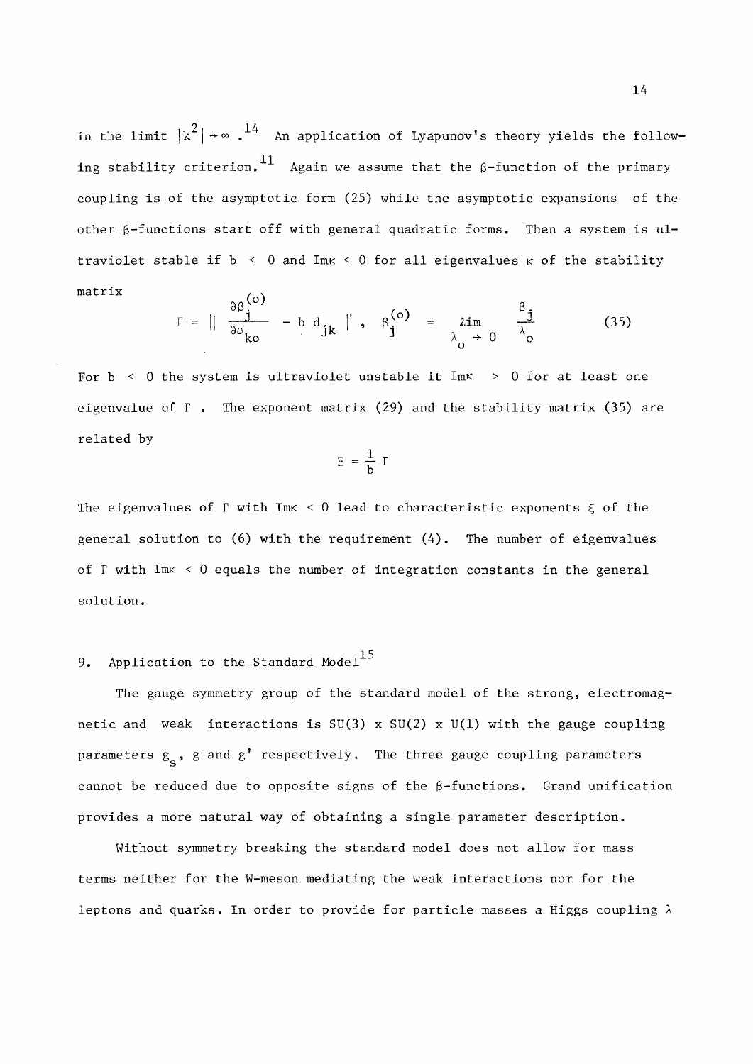in the limit $|k^2| \to \infty$.[14] An application of Lyapunov's theory yields the following stability criterion.[11] Again we assume that the β-function of the primary coupling is of the asymptotic form (25) while the asymptotic expansions of the other β-functions start off with general quadratic forms. Then a system is ultraviolet stable if $b < 0$ and $\mathrm{Im}\kappa < 0$ for all eigenvalues $\kappa$ of the stability matrix

$$\Gamma = \left\| \frac{\partial \beta_j^{(o)}}{\partial \rho_{ko}} - b\, d_{jk} \right\| , \quad \beta_j^{(o)} = \lim_{\lambda_o \to 0} \frac{\beta_j}{\lambda_o} \tag{35}$$

For $b < 0$ the system is ultraviolet unstable it $\mathrm{Im}\kappa > 0$ for at least one eigenvalue of $\Gamma$. The exponent matrix (29) and the stability matrix (35) are related by

$$\Xi = \frac{1}{b}\,\Gamma$$

The eigenvalues of $\Gamma$ with $\mathrm{Im}\kappa < 0$ lead to characteristic exponents $\xi$ of the general solution to (6) with the requirement (4). The number of eigenvalues of $\Gamma$ with $\mathrm{Im}\kappa < 0$ equals the number of integration constants in the general solution.

## 9. Application to the Standard Model[15]

The gauge symmetry group of the standard model of the strong, electromagnetic and weak interactions is SU(3) x SU(2) x U(1) with the gauge coupling parameters $g_s$, $g$ and $g'$ respectively. The three gauge coupling parameters cannot be reduced due to opposite signs of the β-functions. Grand unification provides a more natural way of obtaining a single parameter description.

Without symmetry breaking the standard model does not allow for mass terms neither for the W-meson mediating the weak interactions nor for the leptons and quarks. In order to provide for particle masses a Higgs coupling $\lambda$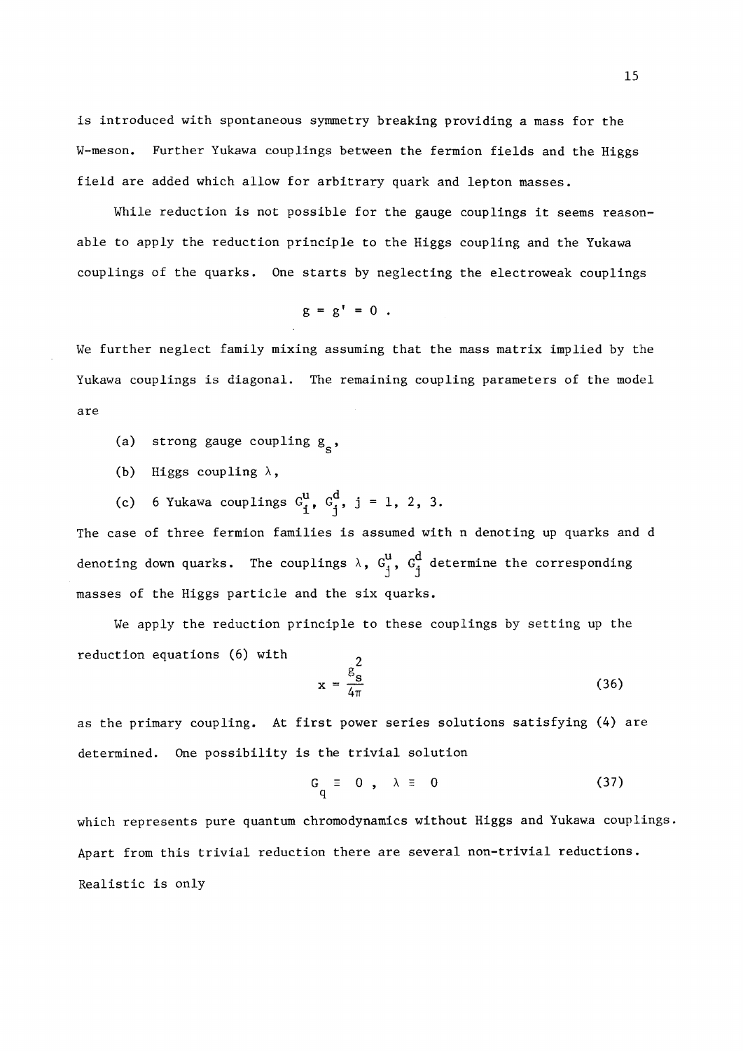is introduced with spontaneous symmetry breaking providing a mass for the W-meson. Further Yukawa couplings between the fermion fields and the Higgs field are added which allow for arbitrary quark and lepton masses.

While reduction is not possible for the gauge couplings it seems reasonable to apply the reduction principle to the Higgs coupling and the Yukawa couplings of the quarks. One starts by neglecting the electroweak couplings

$$g = g' = 0 \ .$$

We further neglect family mixing assuming that the mass matrix implied by the Yukawa couplings is diagonal. The remaining coupling parameters of the model are

(a) strong gauge coupling $g_s$,

(b) Higgs coupling $\lambda$,

(c) 6 Yukawa couplings $G^u_i$, $G^d_j$, $j = 1, 2, 3$.

The case of three fermion families is assumed with n denoting up quarks and d denoting down quarks. The couplings $\lambda$, $G^u_j$, $G^d_j$ determine the corresponding masses of the Higgs particle and the six quarks.

We apply the reduction principle to these couplings by setting up the reduction equations (6) with

$$x = \frac{g_s^2}{4\pi} \tag{36}$$

as the primary coupling. At first power series solutions satisfying (4) are determined. One possibility is the trivial solution

$$G_q \equiv 0 \ , \quad \lambda \equiv 0 \tag{37}$$

which represents pure quantum chromodynamics without Higgs and Yukawa couplings. Apart from this trivial reduction there are several non-trivial reductions. Realistic is only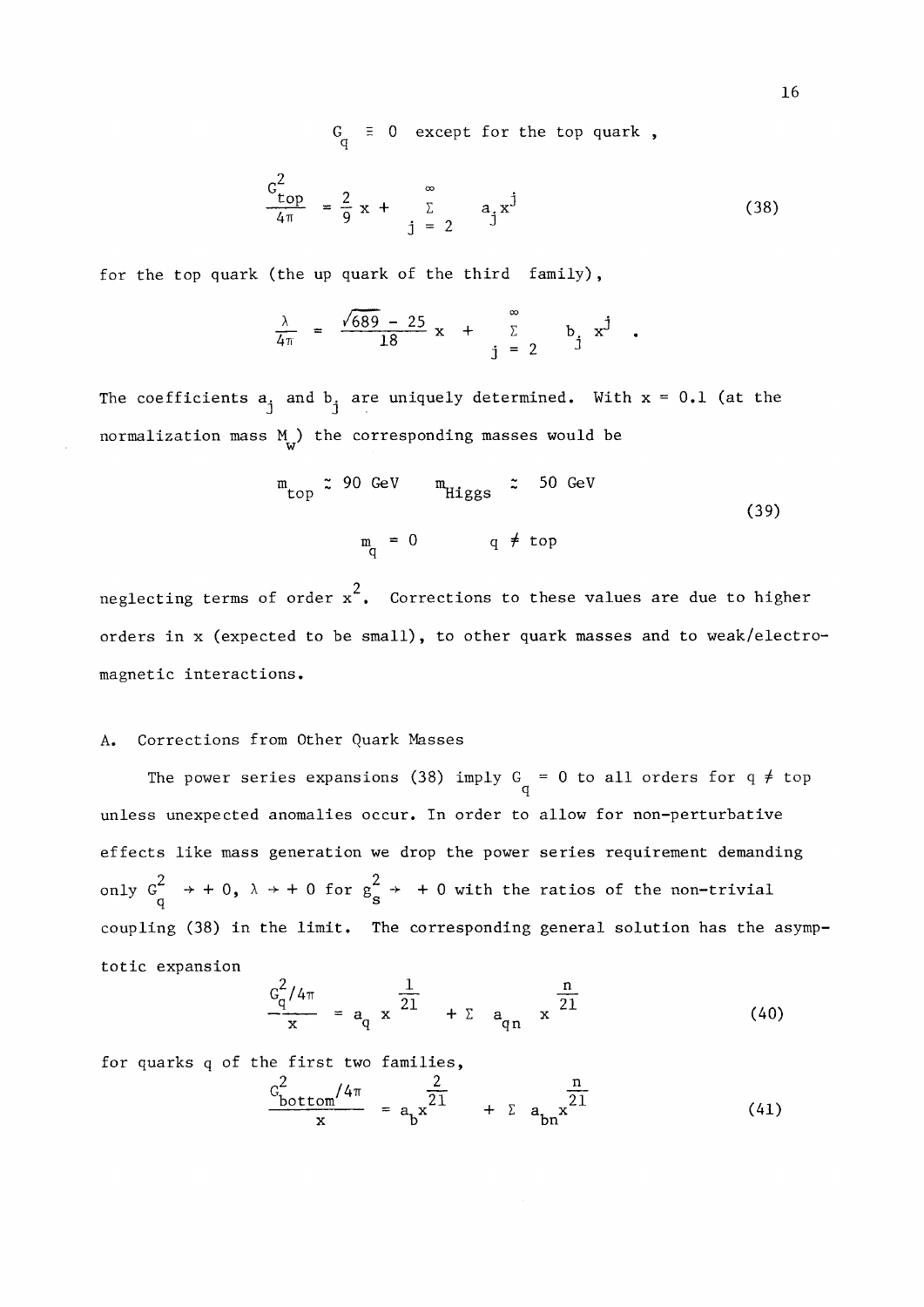$$G_q \equiv 0 \quad \text{except for the top quark ,}$$

$$\frac{G_{top}^2}{4\pi} = \frac{2}{9}\, x + \sum_{j=2}^{\infty} a_j x^j \tag{38}$$

for the top quark (the up quark of the third family),

$$\frac{\lambda}{4\pi} = \frac{\sqrt{689} - 25}{18}\, x + \sum_{j=2}^{\infty} b_j x^j \; .$$

The coefficients $a_j$ and $b_j$ are uniquely determined. With $x = 0.1$ (at the normalization mass $M_w$) the corresponding masses would be

$$\begin{aligned} m_{top} &\simeq 90 \text{ GeV} \qquad m_{Higgs} \simeq 50 \text{ GeV} \\ m_q &= 0 \qquad\qquad q \neq \text{top} \end{aligned} \tag{39}$$

neglecting terms of order $x^2$. Corrections to these values are due to higher orders in x (expected to be small), to other quark masses and to weak/electromagnetic interactions.

## A. Corrections from Other Quark Masses

The power series expansions (38) imply $G_q = 0$ to all orders for $q \neq$ top unless unexpected anomalies occur. In order to allow for non-perturbative effects like mass generation we drop the power series requirement demanding only $G_q^2 \to +0$, $\lambda \to +0$ for $g_s^2 \to +0$ with the ratios of the non-trivial coupling (38) in the limit. The corresponding general solution has the asymptotic expansion

$$\frac{G_q^2/4\pi}{x} = a_q\, x^{\frac{1}{21}} + \sum a_{qn}\, x^{\frac{n}{21}} \tag{40}$$

for quarks q of the first two families,

$$\frac{G_{bottom}^2/4\pi}{x} = a_b x^{\frac{2}{21}} + \sum a_{bn} x^{\frac{n}{21}} \tag{41}$$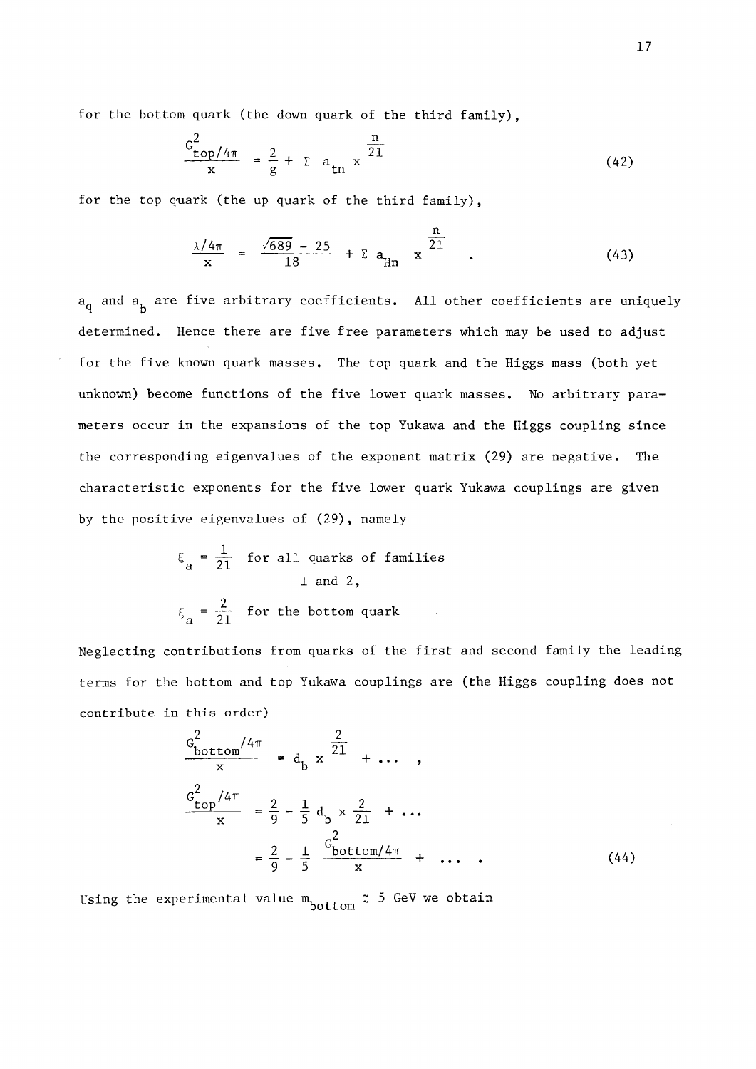for the bottom quark (the down quark of the third family),

$$\frac{G^2_{top}/4\pi}{x} = \frac{2}{g} + \Sigma\ a_{tn}\ x^{\frac{n}{21}} \tag{42}$$

for the top quark (the up quark of the third family),

$$\frac{\lambda/4\pi}{x} = \frac{\sqrt{689} - 25}{18} + \Sigma\ a_{Hn}\ x^{\frac{n}{21}} \quad . \tag{43}$$

$a_q$ and $a_b$ are five arbitrary coefficients. All other coefficients are uniquely determined. Hence there are five free parameters which may be used to adjust for the five known quark masses. The top quark and the Higgs mass (both yet unknown) become functions of the five lower quark masses. No arbitrary parameters occur in the expansions of the top Yukawa and the Higgs coupling since the corresponding eigenvalues of the exponent matrix (29) are negative. The characteristic exponents for the five lower quark Yukawa couplings are given by the positive eigenvalues of (29), namely

$\xi_a = \frac{1}{21}$ for all quarks of families 1 and 2,

$\xi_a = \frac{2}{21}$ for the bottom quark

Neglecting contributions from quarks of the first and second family the leading terms for the bottom and top Yukawa couplings are (the Higgs coupling does not contribute in this order)

$$\frac{G^2_{bottom}/4\pi}{x} = d_b\ x^{\frac{2}{21}} + \ldots \ ,$$

$$\frac{G^2_{top}/4\pi}{x} = \frac{2}{9} - \frac{1}{5}\, d_b\ x^{\frac{2}{21}} + \ldots$$

$$= \frac{2}{9} - \frac{1}{5}\ \frac{G^2_{bottom}/4\pi}{x} + \ \ldots \ . \tag{44}$$

Using the experimental value $m_{bottom} \simeq 5$ GeV we obtain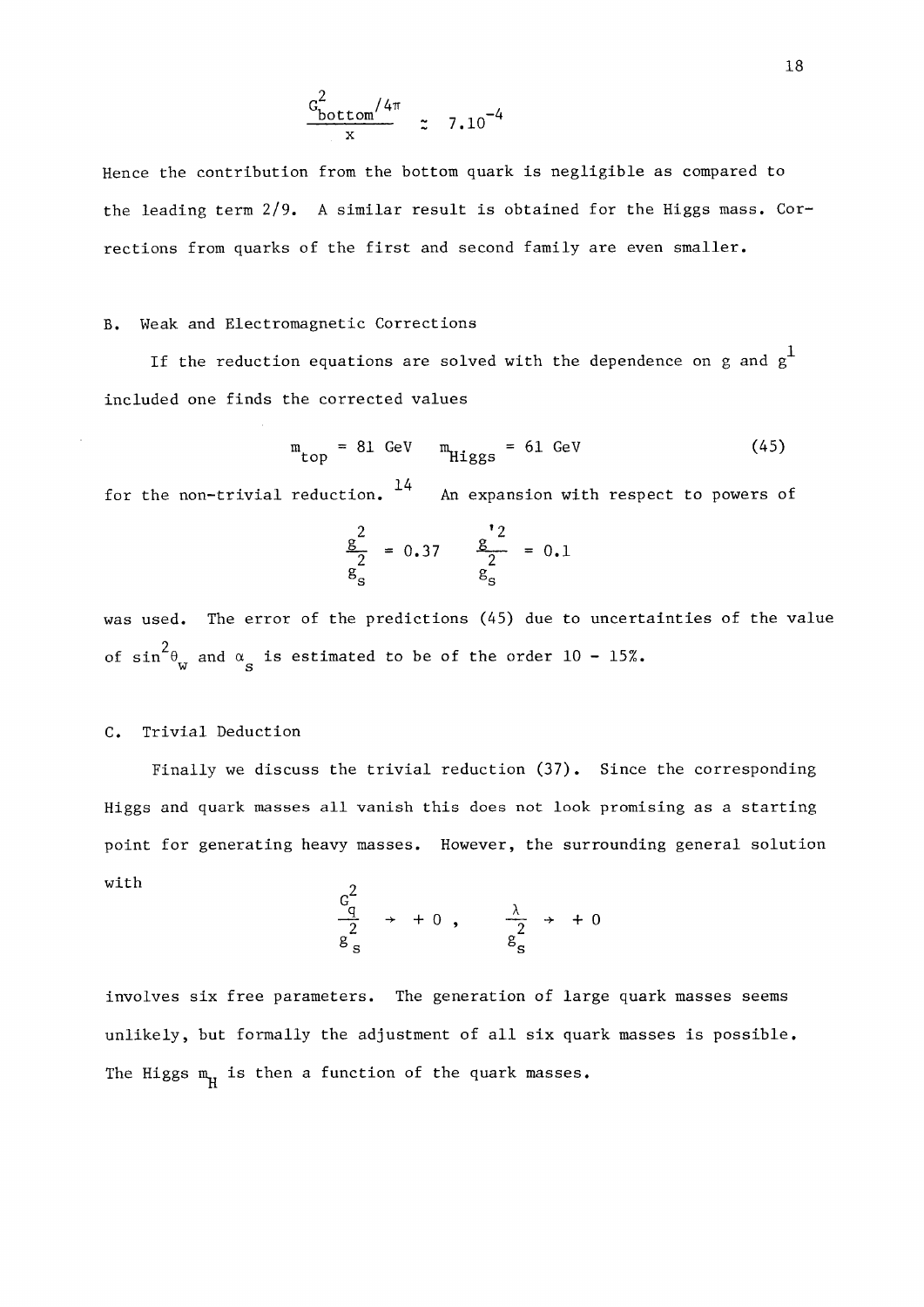$$\frac{G^2_{\rm bottom}/4\pi}{x} \simeq 7.10^{-4}$$

Hence the contribution from the bottom quark is negligible as compared to the leading term 2/9. A similar result is obtained for the Higgs mass. Corrections from quarks of the first and second family are even smaller.

## B. Weak and Electromagnetic Corrections

If the reduction equations are solved with the dependence on $g$ and $g^1$ included one finds the corrected values

$$m_{\rm top} = 81 \text{ GeV} \quad m_{\rm Higgs} = 61 \text{ GeV} \tag{45}$$

for the non-trivial reduction.[14] An expansion with respect to powers of

$$\frac{g^2}{g_s^2} = 0.37 \quad \frac{g'^2}{g_s^2} = 0.1$$

was used. The error of the predictions (45) due to uncertainties of the value of $\sin^2\theta_W$ and $\alpha_s$ is estimated to be of the order 10 - 15%.

## C. Trivial Deduction

Finally we discuss the trivial reduction (37). Since the corresponding Higgs and quark masses all vanish this does not look promising as a starting point for generating heavy masses. However, the surrounding general solution with

$$\frac{G_q^2}{g_s^2} \to +0 , \qquad \frac{\lambda}{g_s^2} \to +0$$

involves six free parameters. The generation of large quark masses seems unlikely, but formally the adjustment of all six quark masses is possible. The Higgs $m_H$ is then a function of the quark masses.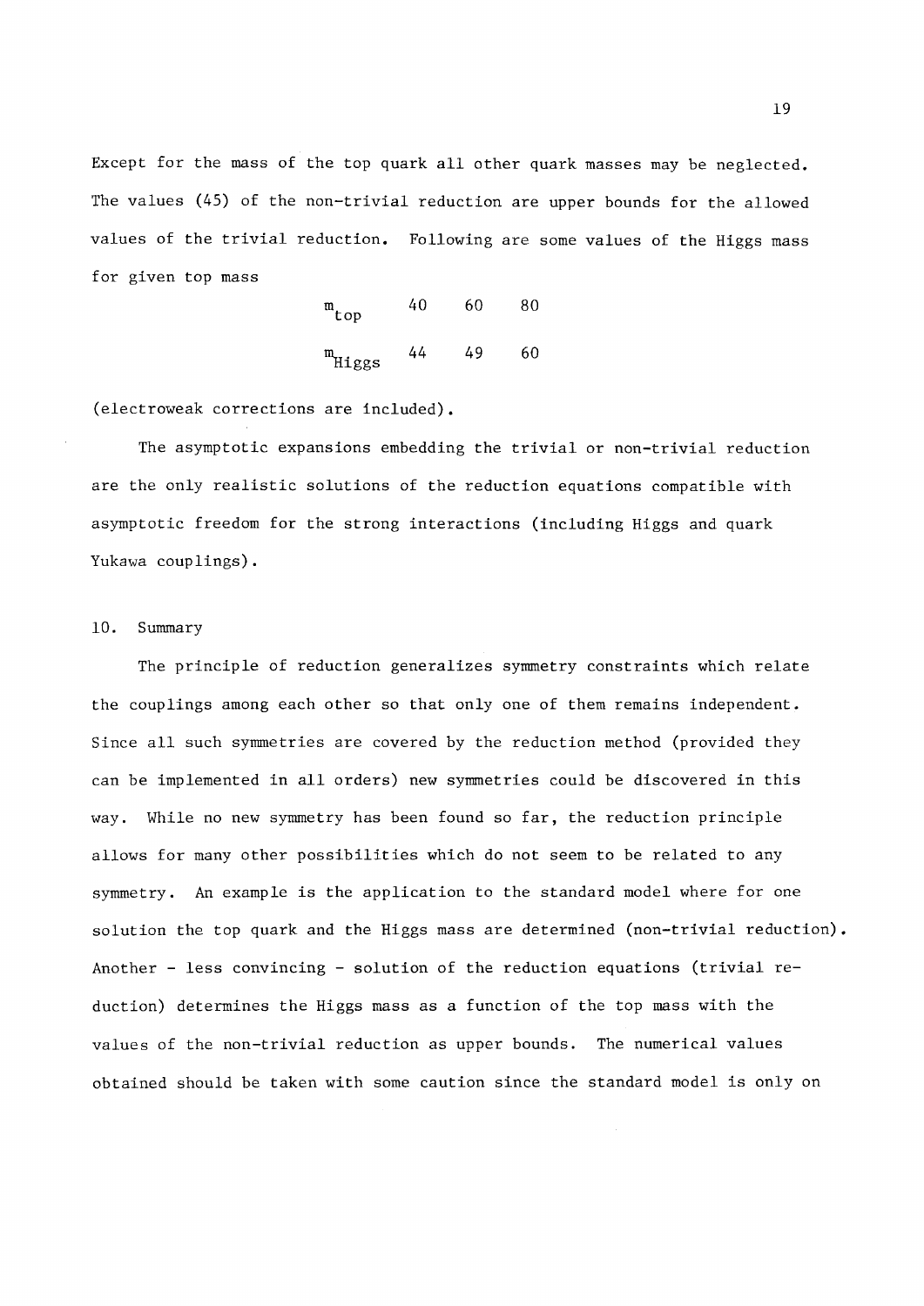Except for the mass of the top quark all other quark masses may be neglected. The values (45) of the non-trivial reduction are upper bounds for the allowed values of the trivial reduction. Following are some values of the Higgs mass for given top mass

| $m_{top}$ | 40 | 60 | 80 |
|---|---|---|---|
| $m_{Higgs}$ | 44 | 49 | 60 |

(electroweak corrections are included).

The asymptotic expansions embedding the trivial or non-trivial reduction are the only realistic solutions of the reduction equations compatible with asymptotic freedom for the strong interactions (including Higgs and quark Yukawa couplings).

## 10. Summary

The principle of reduction generalizes symmetry constraints which relate the couplings among each other so that only one of them remains independent. Since all such symmetries are covered by the reduction method (provided they can be implemented in all orders) new symmetries could be discovered in this way. While no new symmetry has been found so far, the reduction principle allows for many other possibilities which do not seem to be related to any symmetry. An example is the application to the standard model where for one solution the top quark and the Higgs mass are determined (non-trivial reduction). Another - less convincing - solution of the reduction equations (trivial reduction) determines the Higgs mass as a function of the top mass with the values of the non-trivial reduction as upper bounds. The numerical values obtained should be taken with some caution since the standard model is only on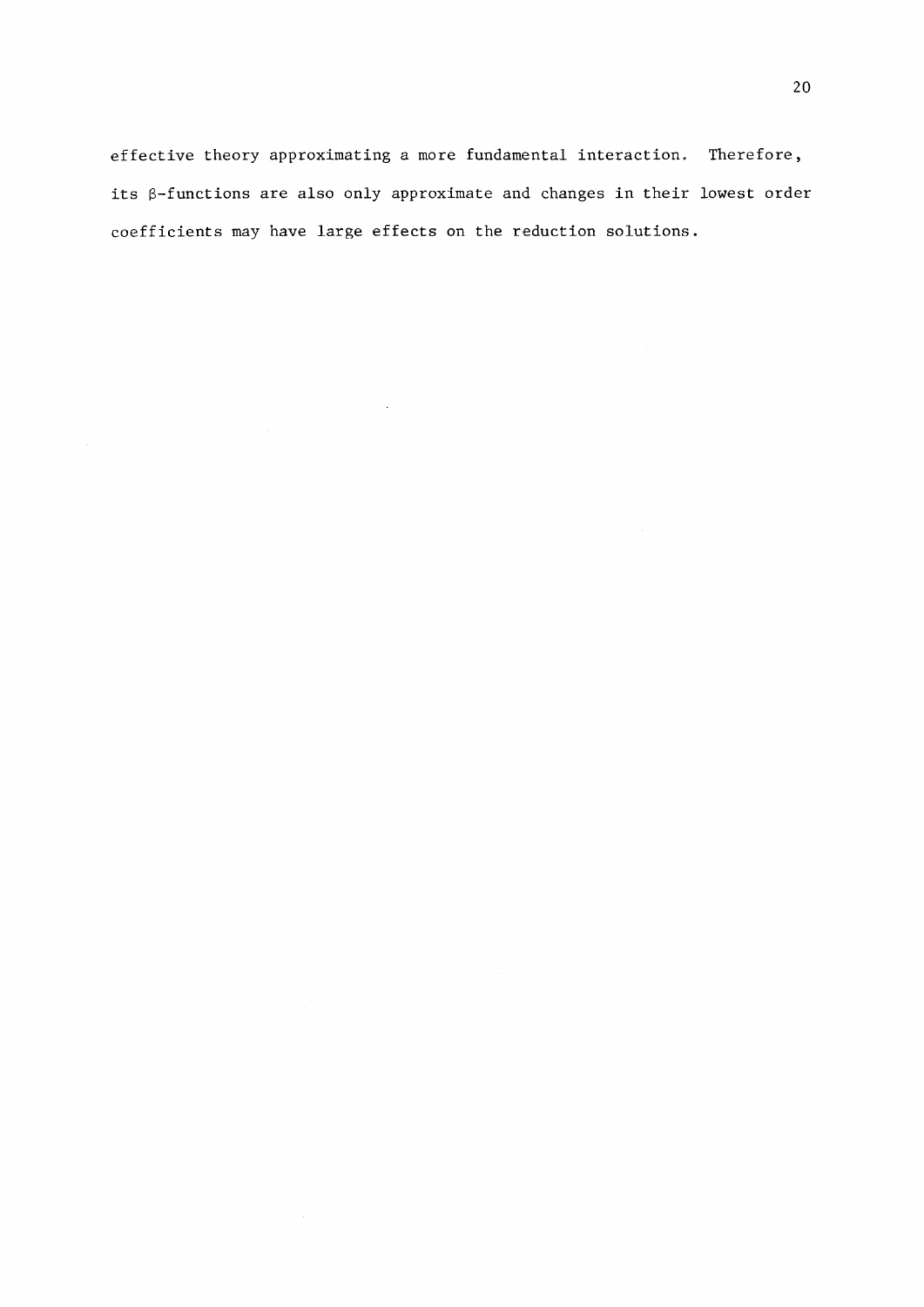effective theory approximating a more fundamental interaction. Therefore, its $\beta$-functions are also only approximate and changes in their lowest order coefficients may have large effects on the reduction solutions.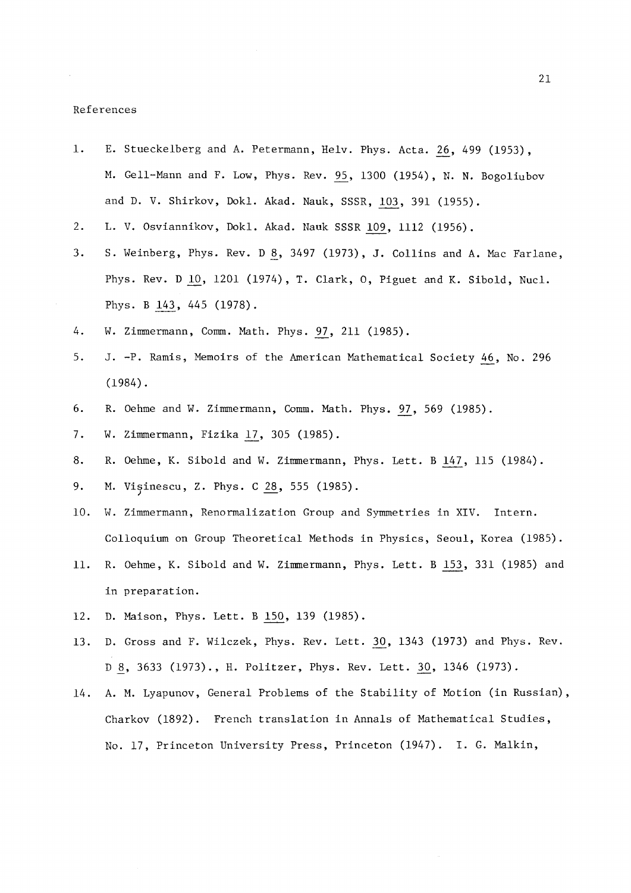References

1. E. Stueckelberg and A. Petermann, Helv. Phys. Acta. 26, 499 (1953), M. Gell-Mann and F. Low, Phys. Rev. 95, 1300 (1954), N. N. Bogoliubov and D. V. Shirkov, Dokl. Akad. Nauk, SSSR, 103, 391 (1955).
2. L. V. Osviannikov, Dokl. Akad. Nauk SSSR 109, 1112 (1956).
3. S. Weinberg, Phys. Rev. D 8, 3497 (1973), J. Collins and A. Mac Farlane, Phys. Rev. D 10, 1201 (1974), T. Clark, O, Piguet and K. Sibold, Nucl. Phys. B 143, 445 (1978).
4. W. Zimmermann, Comm. Math. Phys. 97, 211 (1985).
5. J. -P. Ramis, Memoirs of the American Mathematical Society 46, No. 296 (1984).
6. R. Oehme and W. Zimmermann, Comm. Math. Phys. 97, 569 (1985).
7. W. Zimmermann, Fizika 17, 305 (1985).
8. R. Oehme, K. Sibold and W. Zimmermann, Phys. Lett. B 147, 115 (1984).
9. M. Vişinescu, Z. Phys. C 28, 555 (1985).
10. W. Zimmermann, Renormalization Group and Symmetries in XIV. Intern. Colloquium on Group Theoretical Methods in Physics, Seoul, Korea (1985).
11. R. Oehme, K. Sibold and W. Zimmermann, Phys. Lett. B 153, 331 (1985) and in preparation.
12. D. Maison, Phys. Lett. B 150, 139 (1985).
13. D. Gross and F. Wilczek, Phys. Rev. Lett. 30, 1343 (1973) and Phys. Rev. D 8, 3633 (1973)., H. Politzer, Phys. Rev. Lett. 30, 1346 (1973).
14. A. M. Lyapunov, General Problems of the Stability of Motion (in Russian), Charkov (1892). French translation in Annals of Mathematical Studies, No. 17, Princeton University Press, Princeton (1947). I. G. Malkin,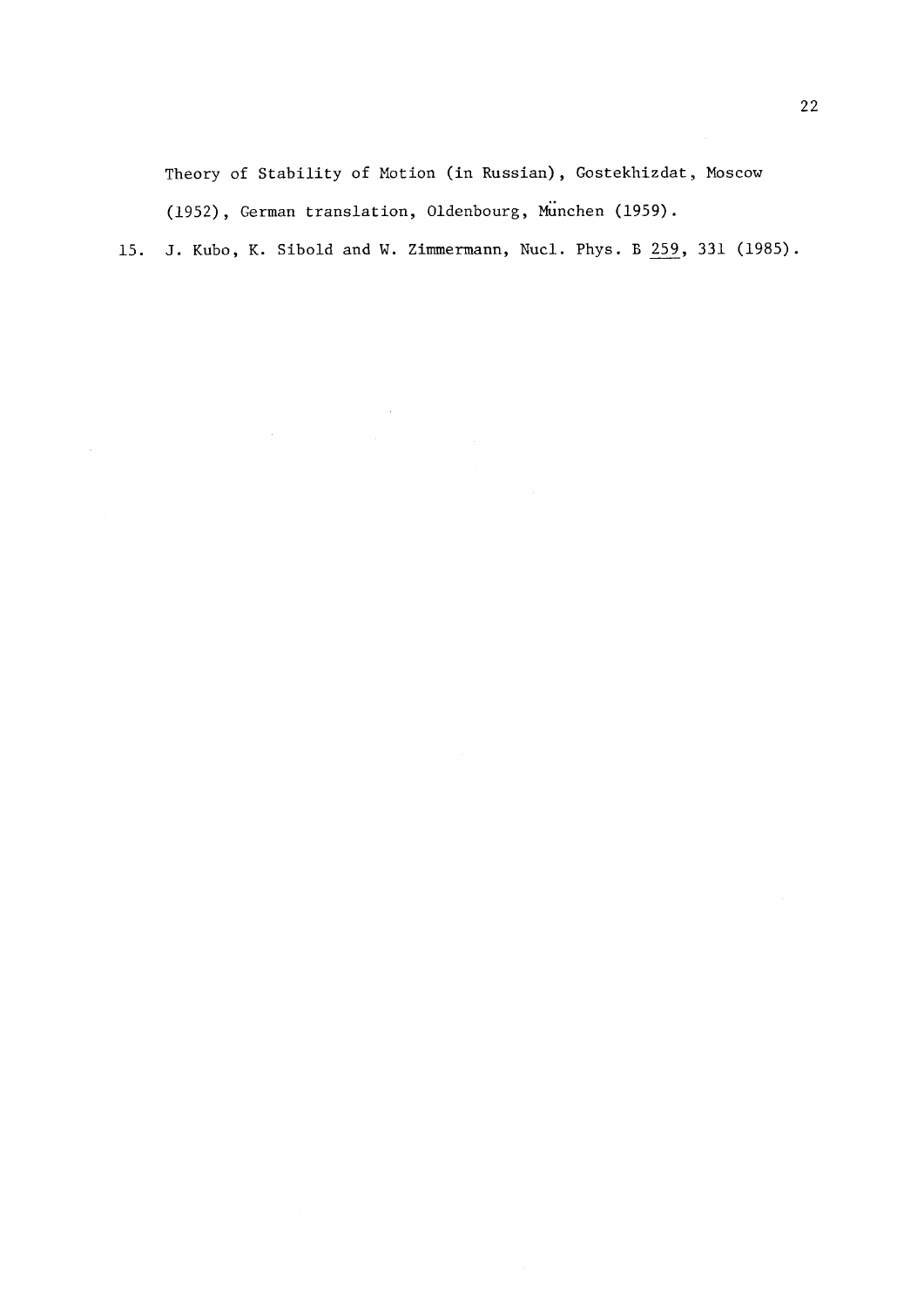Theory of Stability of Motion (in Russian), Gostekhizdat, Moscow (1952), German translation, Oldenbourg, München (1959).

15. J. Kubo, K. Sibold and W. Zimmermann, Nucl. Phys. B 259, 331 (1985).